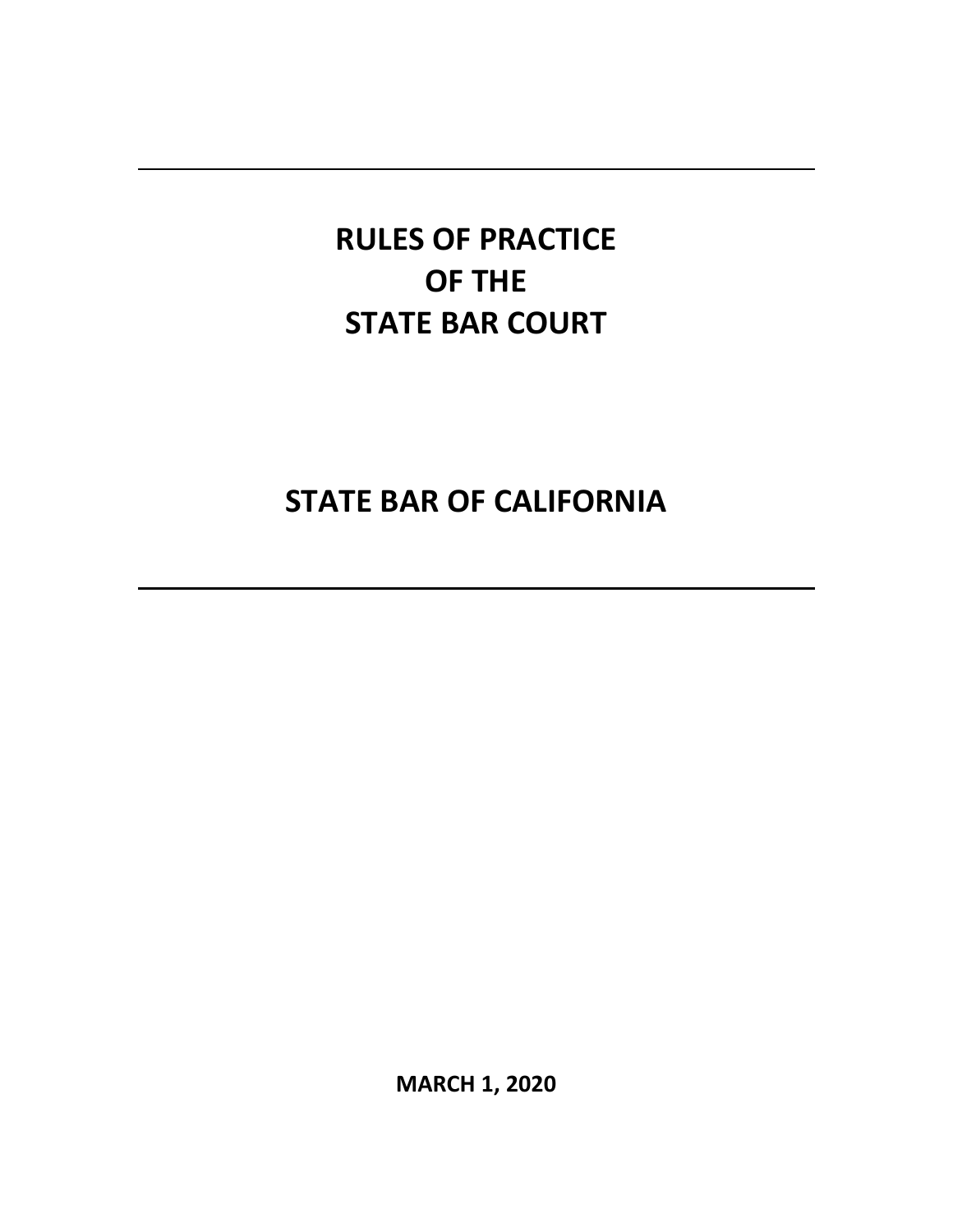# RULES OF PRACTICE OF THE STATE BAR COURT

# STATE BAR OF CALIFORNIA

**MARCH 1, 2020**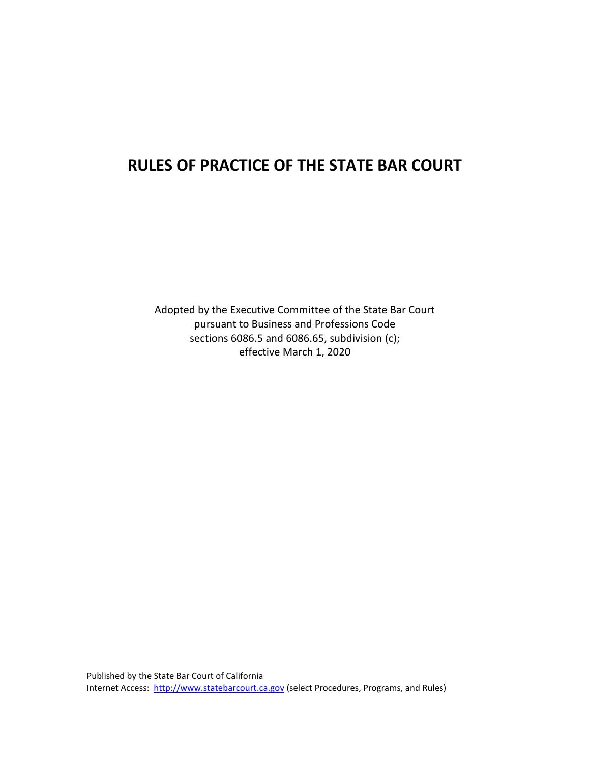# RULES OF PRACTICE OF THE STATE BAR COURT

Adopted by the Executive Committee of the State Bar Court
pursuant to Business and Professions Code
sections 6086.5 and 6086.65, subdivision (c);
effective March 1, 2020

Published by the State Bar Court of California
Internet Access: [http://www.statebarcourt.ca.gov](http://www.statebarcourt.ca.gov) (select Procedures, Programs, and Rules)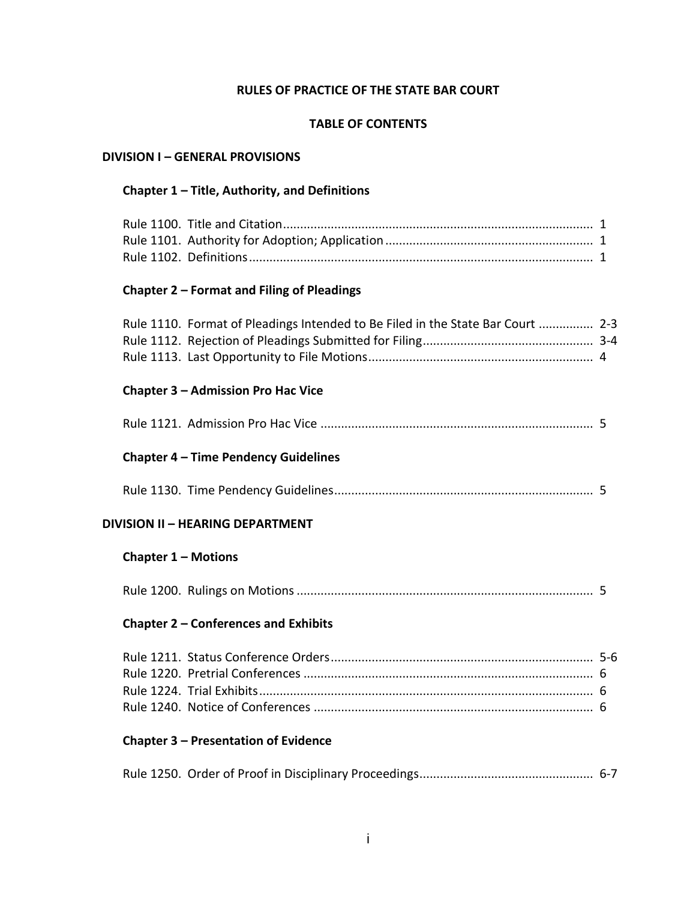# RULES OF PRACTICE OF THE STATE BAR COURT

## TABLE OF CONTENTS

### DIVISION I – GENERAL PROVISIONS

#### Chapter 1 – Title, Authority, and Definitions

Rule 1100. Title and Citation .......... 1
Rule 1101. Authority for Adoption; Application .......... 1
Rule 1102. Definitions .......... 1

#### Chapter 2 – Format and Filing of Pleadings

Rule 1110. Format of Pleadings Intended to Be Filed in the State Bar Court .......... 2-3
Rule 1112. Rejection of Pleadings Submitted for Filing .......... 3-4
Rule 1113. Last Opportunity to File Motions .......... 4

#### Chapter 3 – Admission Pro Hac Vice

Rule 1121. Admission Pro Hac Vice .......... 5

#### Chapter 4 – Time Pendency Guidelines

Rule 1130. Time Pendency Guidelines .......... 5

### DIVISION II – HEARING DEPARTMENT

#### Chapter 1 – Motions

Rule 1200. Rulings on Motions .......... 5

#### Chapter 2 – Conferences and Exhibits

Rule 1211. Status Conference Orders .......... 5-6
Rule 1220. Pretrial Conferences .......... 6
Rule 1224. Trial Exhibits .......... 6
Rule 1240. Notice of Conferences .......... 6

#### Chapter 3 – Presentation of Evidence

Rule 1250. Order of Proof in Disciplinary Proceedings .......... 6-7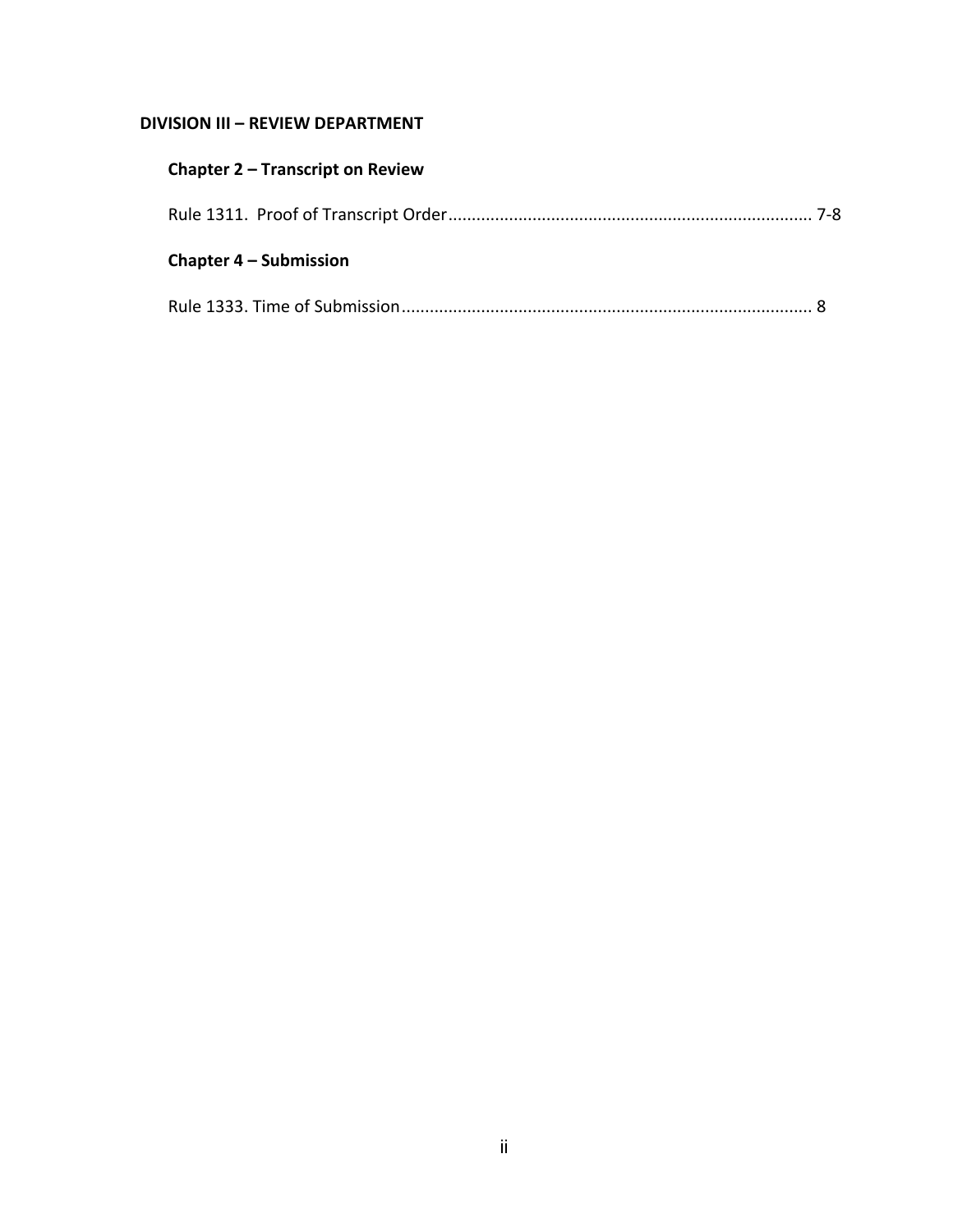**DIVISION III – REVIEW DEPARTMENT**

**Chapter 2 – Transcript on Review**

Rule 1311. Proof of Transcript Order............................................................................ 7-8

**Chapter 4 – Submission**

Rule 1333. Time of Submission....................................................................................... 8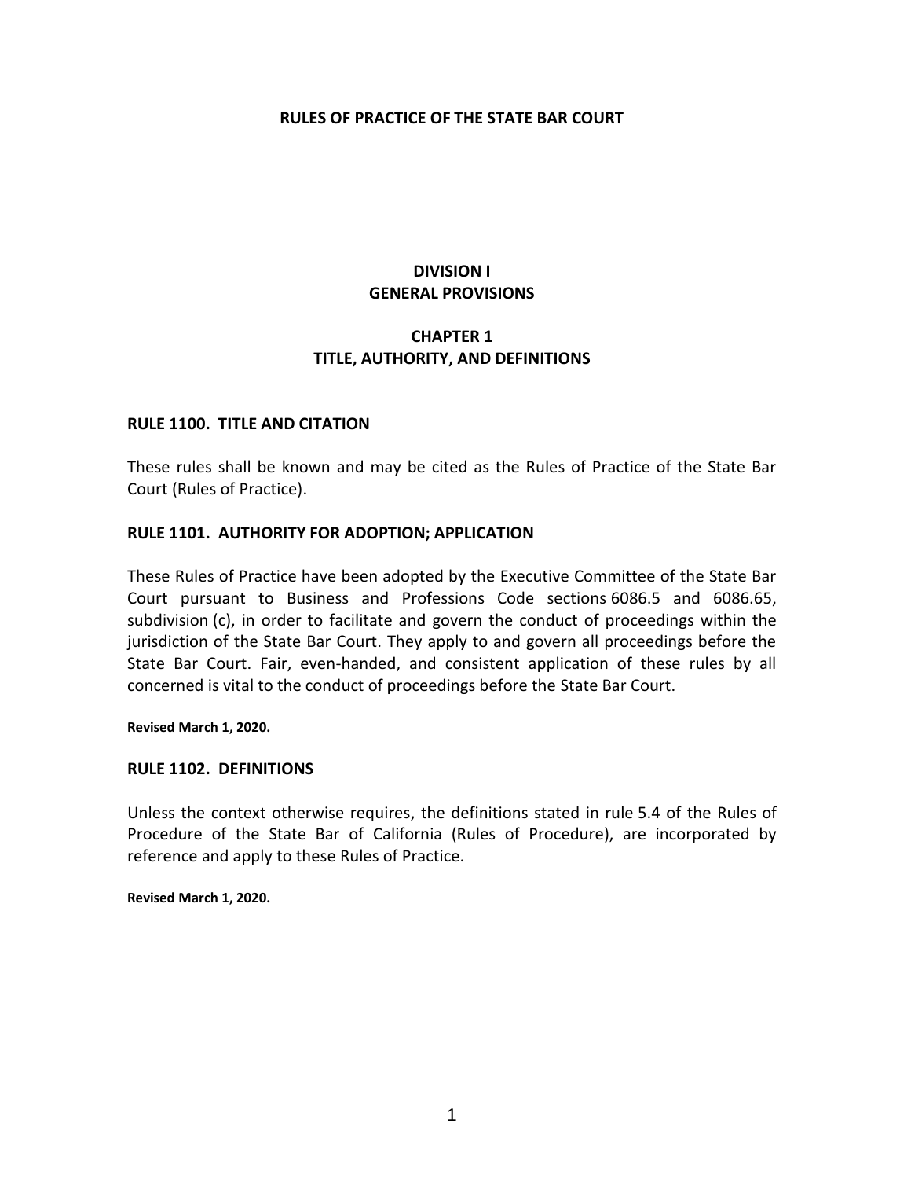# RULES OF PRACTICE OF THE STATE BAR COURT

## DIVISION I
## GENERAL PROVISIONS

## CHAPTER 1
## TITLE, AUTHORITY, AND DEFINITIONS

### RULE 1100. TITLE AND CITATION

These rules shall be known and may be cited as the Rules of Practice of the State Bar Court (Rules of Practice).

### RULE 1101. AUTHORITY FOR ADOPTION; APPLICATION

These Rules of Practice have been adopted by the Executive Committee of the State Bar Court pursuant to Business and Professions Code sections 6086.5 and 6086.65, subdivision (c), in order to facilitate and govern the conduct of proceedings within the jurisdiction of the State Bar Court. They apply to and govern all proceedings before the State Bar Court. Fair, even-handed, and consistent application of these rules by all concerned is vital to the conduct of proceedings before the State Bar Court.

**Revised March 1, 2020.**

### RULE 1102. DEFINITIONS

Unless the context otherwise requires, the definitions stated in rule 5.4 of the Rules of Procedure of the State Bar of California (Rules of Procedure), are incorporated by reference and apply to these Rules of Practice.

**Revised March 1, 2020.**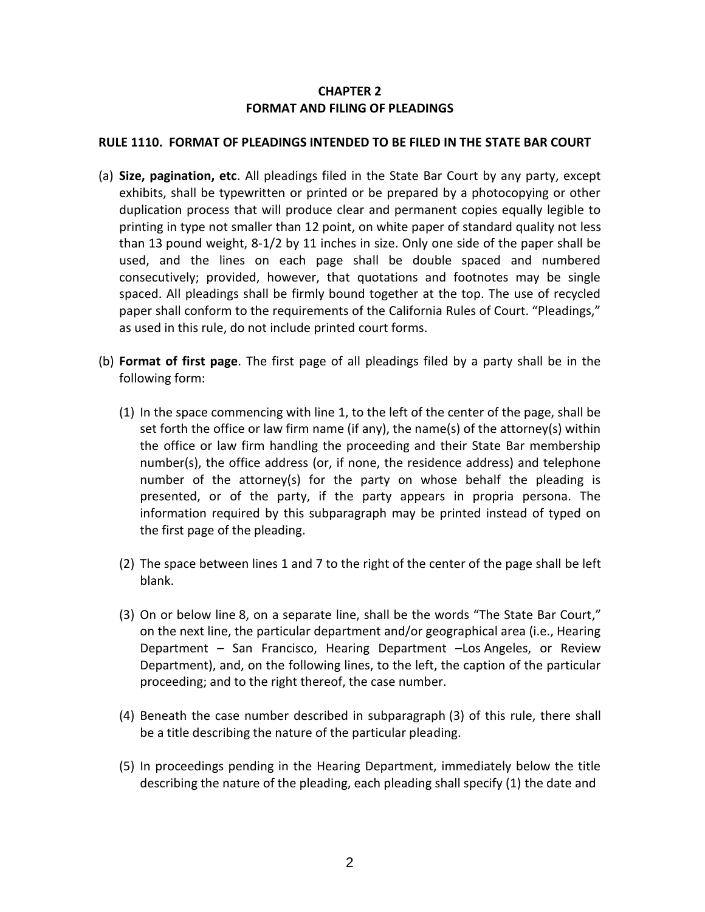## CHAPTER 2
## FORMAT AND FILING OF PLEADINGS

### RULE 1110. FORMAT OF PLEADINGS INTENDED TO BE FILED IN THE STATE BAR COURT

(a) **Size, pagination, etc**. All pleadings filed in the State Bar Court by any party, except exhibits, shall be typewritten or printed or be prepared by a photocopying or other duplication process that will produce clear and permanent copies equally legible to printing in type not smaller than 12 point, on white paper of standard quality not less than 13 pound weight, 8-1/2 by 11 inches in size. Only one side of the paper shall be used, and the lines on each page shall be double spaced and numbered consecutively; provided, however, that quotations and footnotes may be single spaced. All pleadings shall be firmly bound together at the top. The use of recycled paper shall conform to the requirements of the California Rules of Court. "Pleadings," as used in this rule, do not include printed court forms.

(b) **Format of first page**. The first page of all pleadings filed by a party shall be in the following form:

   (1) In the space commencing with line 1, to the left of the center of the page, shall be set forth the office or law firm name (if any), the name(s) of the attorney(s) within the office or law firm handling the proceeding and their State Bar membership number(s), the office address (or, if none, the residence address) and telephone number of the attorney(s) for the party on whose behalf the pleading is presented, or of the party, if the party appears in propria persona. The information required by this subparagraph may be printed instead of typed on the first page of the pleading.

   (2) The space between lines 1 and 7 to the right of the center of the page shall be left blank.

   (3) On or below line 8, on a separate line, shall be the words "The State Bar Court," on the next line, the particular department and/or geographical area (i.e., Hearing Department – San Francisco, Hearing Department –Los Angeles, or Review Department), and, on the following lines, to the left, the caption of the particular proceeding; and to the right thereof, the case number.

   (4) Beneath the case number described in subparagraph (3) of this rule, there shall be a title describing the nature of the particular pleading.

   (5) In proceedings pending in the Hearing Department, immediately below the title describing the nature of the pleading, each pleading shall specify (1) the date and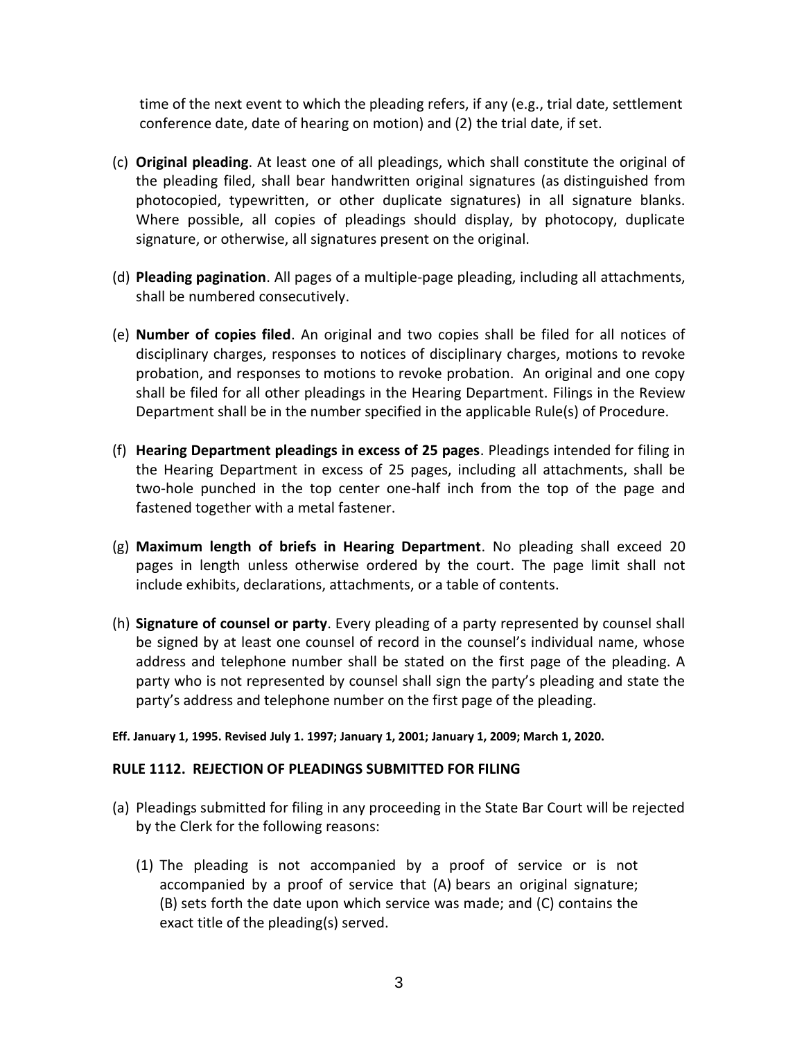time of the next event to which the pleading refers, if any (e.g., trial date, settlement conference date, date of hearing on motion) and (2) the trial date, if set.

(c) **Original pleading**. At least one of all pleadings, which shall constitute the original of the pleading filed, shall bear handwritten original signatures (as distinguished from photocopied, typewritten, or other duplicate signatures) in all signature blanks. Where possible, all copies of pleadings should display, by photocopy, duplicate signature, or otherwise, all signatures present on the original.

(d) **Pleading pagination**. All pages of a multiple-page pleading, including all attachments, shall be numbered consecutively.

(e) **Number of copies filed**. An original and two copies shall be filed for all notices of disciplinary charges, responses to notices of disciplinary charges, motions to revoke probation, and responses to motions to revoke probation. An original and one copy shall be filed for all other pleadings in the Hearing Department. Filings in the Review Department shall be in the number specified in the applicable Rule(s) of Procedure.

(f) **Hearing Department pleadings in excess of 25 pages**. Pleadings intended for filing in the Hearing Department in excess of 25 pages, including all attachments, shall be two-hole punched in the top center one-half inch from the top of the page and fastened together with a metal fastener.

(g) **Maximum length of briefs in Hearing Department**. No pleading shall exceed 20 pages in length unless otherwise ordered by the court. The page limit shall not include exhibits, declarations, attachments, or a table of contents.

(h) **Signature of counsel or party**. Every pleading of a party represented by counsel shall be signed by at least one counsel of record in the counsel's individual name, whose address and telephone number shall be stated on the first page of the pleading. A party who is not represented by counsel shall sign the party's pleading and state the party's address and telephone number on the first page of the pleading.

**Eff. January 1, 1995. Revised July 1. 1997; January 1, 2001; January 1, 2009; March 1, 2020.**

### RULE 1112. REJECTION OF PLEADINGS SUBMITTED FOR FILING

(a) Pleadings submitted for filing in any proceeding in the State Bar Court will be rejected by the Clerk for the following reasons:

   (1) The pleading is not accompanied by a proof of service or is not accompanied by a proof of service that (A) bears an original signature; (B) sets forth the date upon which service was made; and (C) contains the exact title of the pleading(s) served.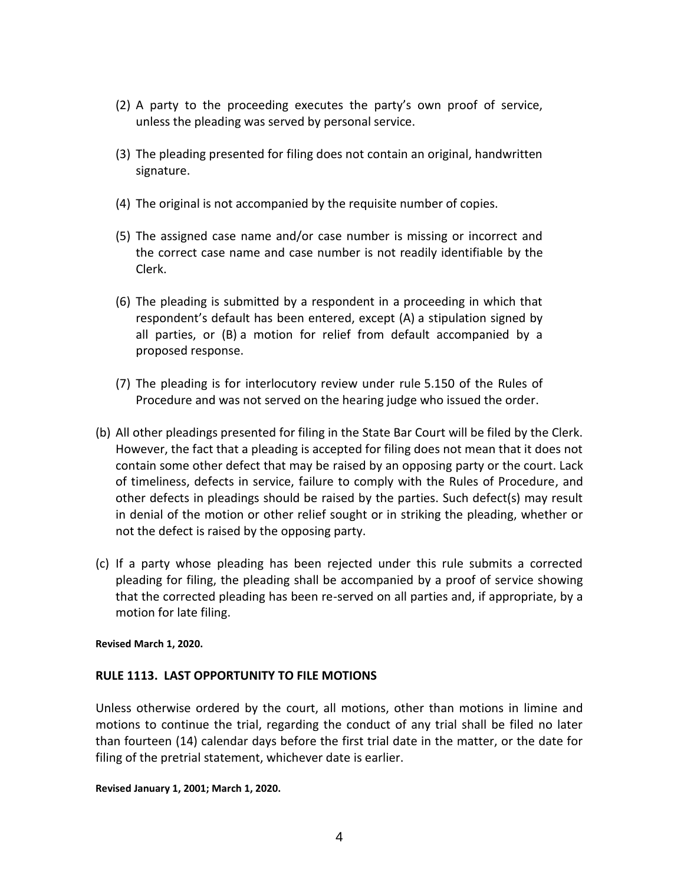(2) A party to the proceeding executes the party's own proof of service, unless the pleading was served by personal service.

(3) The pleading presented for filing does not contain an original, handwritten signature.

(4) The original is not accompanied by the requisite number of copies.

(5) The assigned case name and/or case number is missing or incorrect and the correct case name and case number is not readily identifiable by the Clerk.

(6) The pleading is submitted by a respondent in a proceeding in which that respondent's default has been entered, except (A) a stipulation signed by all parties, or (B) a motion for relief from default accompanied by a proposed response.

(7) The pleading is for interlocutory review under rule 5.150 of the Rules of Procedure and was not served on the hearing judge who issued the order.

(b) All other pleadings presented for filing in the State Bar Court will be filed by the Clerk. However, the fact that a pleading is accepted for filing does not mean that it does not contain some other defect that may be raised by an opposing party or the court. Lack of timeliness, defects in service, failure to comply with the Rules of Procedure, and other defects in pleadings should be raised by the parties. Such defect(s) may result in denial of the motion or other relief sought or in striking the pleading, whether or not the defect is raised by the opposing party.

(c) If a party whose pleading has been rejected under this rule submits a corrected pleading for filing, the pleading shall be accompanied by a proof of service showing that the corrected pleading has been re-served on all parties and, if appropriate, by a motion for late filing.

**Revised March 1, 2020.**

## RULE 1113. LAST OPPORTUNITY TO FILE MOTIONS

Unless otherwise ordered by the court, all motions, other than motions in limine and motions to continue the trial, regarding the conduct of any trial shall be filed no later than fourteen (14) calendar days before the first trial date in the matter, or the date for filing of the pretrial statement, whichever date is earlier.

**Revised January 1, 2001; March 1, 2020.**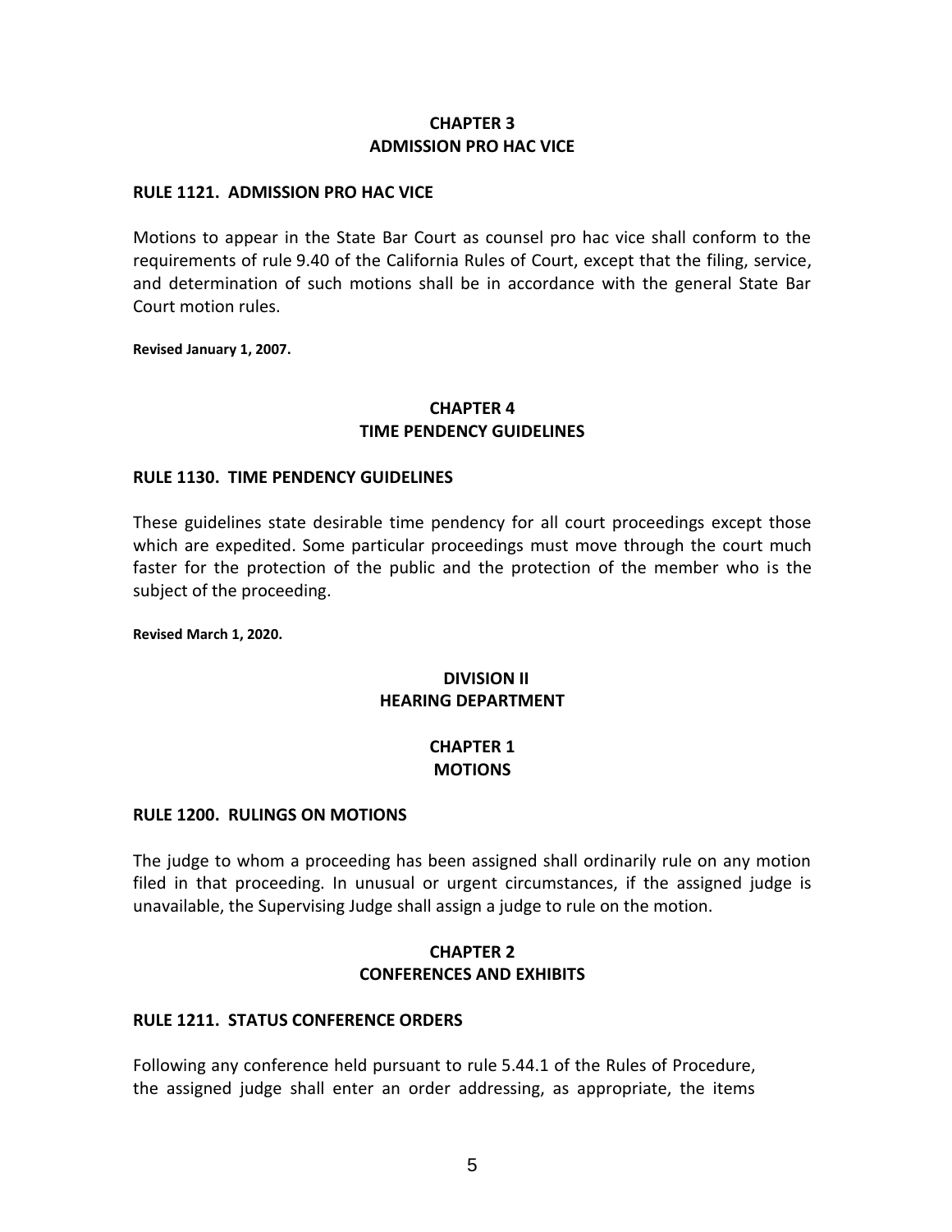## CHAPTER 3
## ADMISSION PRO HAC VICE

### RULE 1121. ADMISSION PRO HAC VICE

Motions to appear in the State Bar Court as counsel pro hac vice shall conform to the requirements of rule 9.40 of the California Rules of Court, except that the filing, service, and determination of such motions shall be in accordance with the general State Bar Court motion rules.

**Revised January 1, 2007.**

## CHAPTER 4
## TIME PENDENCY GUIDELINES

### RULE 1130. TIME PENDENCY GUIDELINES

These guidelines state desirable time pendency for all court proceedings except those which are expedited. Some particular proceedings must move through the court much faster for the protection of the public and the protection of the member who is the subject of the proceeding.

**Revised March 1, 2020.**

# DIVISION II
# HEARING DEPARTMENT

## CHAPTER 1
## MOTIONS

### RULE 1200. RULINGS ON MOTIONS

The judge to whom a proceeding has been assigned shall ordinarily rule on any motion filed in that proceeding. In unusual or urgent circumstances, if the assigned judge is unavailable, the Supervising Judge shall assign a judge to rule on the motion.

## CHAPTER 2
## CONFERENCES AND EXHIBITS

### RULE 1211. STATUS CONFERENCE ORDERS

Following any conference held pursuant to rule 5.44.1 of the Rules of Procedure, the assigned judge shall enter an order addressing, as appropriate, the items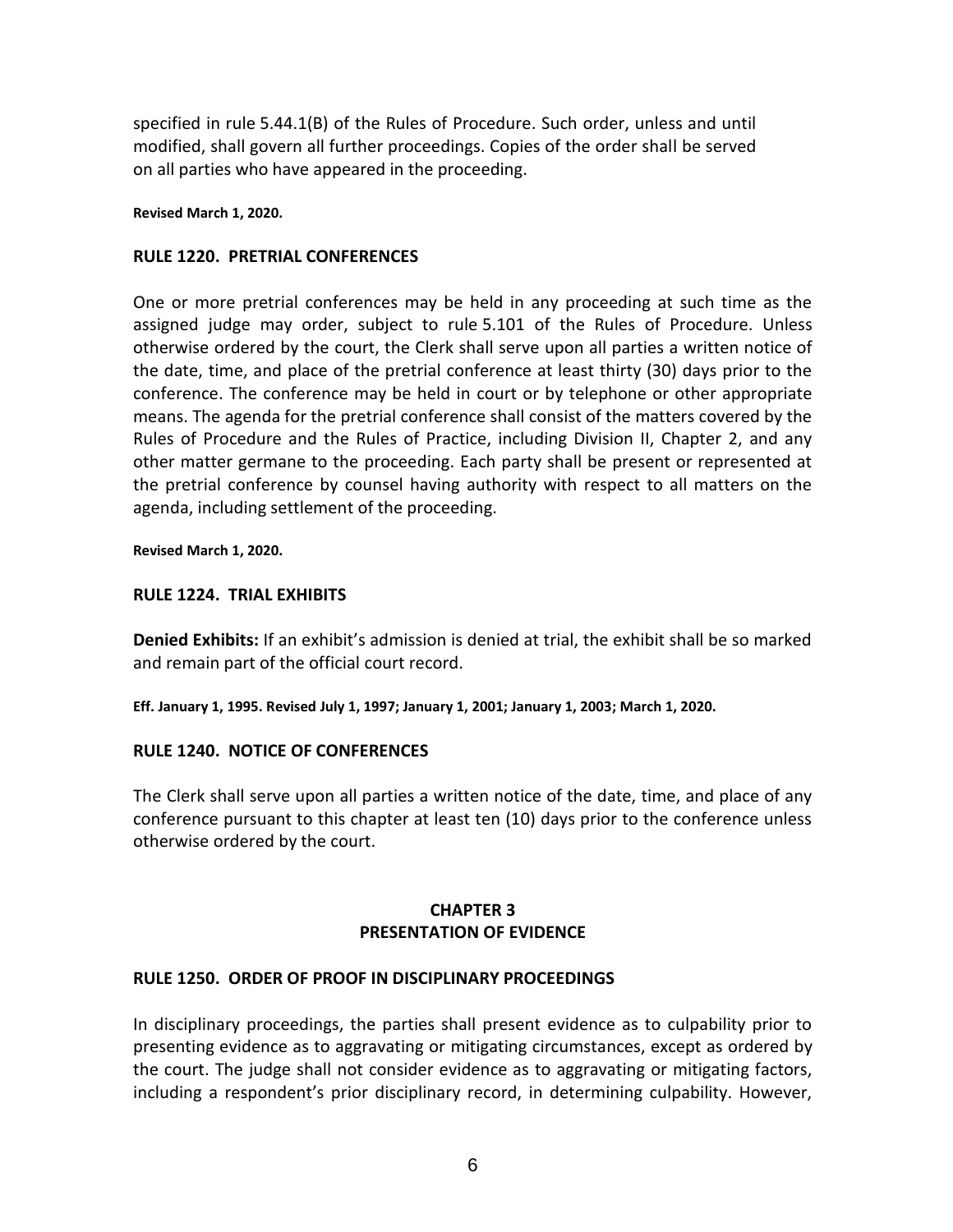specified in rule 5.44.1(B) of the Rules of Procedure. Such order, unless and until modified, shall govern all further proceedings. Copies of the order shall be served on all parties who have appeared in the proceeding.

**Revised March 1, 2020.**

### RULE 1220. PRETRIAL CONFERENCES

One or more pretrial conferences may be held in any proceeding at such time as the assigned judge may order, subject to rule 5.101 of the Rules of Procedure. Unless otherwise ordered by the court, the Clerk shall serve upon all parties a written notice of the date, time, and place of the pretrial conference at least thirty (30) days prior to the conference. The conference may be held in court or by telephone or other appropriate means. The agenda for the pretrial conference shall consist of the matters covered by the Rules of Procedure and the Rules of Practice, including Division II, Chapter 2, and any other matter germane to the proceeding. Each party shall be present or represented at the pretrial conference by counsel having authority with respect to all matters on the agenda, including settlement of the proceeding.

**Revised March 1, 2020.**

### RULE 1224. TRIAL EXHIBITS

**Denied Exhibits:** If an exhibit's admission is denied at trial, the exhibit shall be so marked and remain part of the official court record.

**Eff. January 1, 1995. Revised July 1, 1997; January 1, 2001; January 1, 2003; March 1, 2020.**

### RULE 1240. NOTICE OF CONFERENCES

The Clerk shall serve upon all parties a written notice of the date, time, and place of any conference pursuant to this chapter at least ten (10) days prior to the conference unless otherwise ordered by the court.

## CHAPTER 3
## PRESENTATION OF EVIDENCE

### RULE 1250. ORDER OF PROOF IN DISCIPLINARY PROCEEDINGS

In disciplinary proceedings, the parties shall present evidence as to culpability prior to presenting evidence as to aggravating or mitigating circumstances, except as ordered by the court. The judge shall not consider evidence as to aggravating or mitigating factors, including a respondent's prior disciplinary record, in determining culpability. However,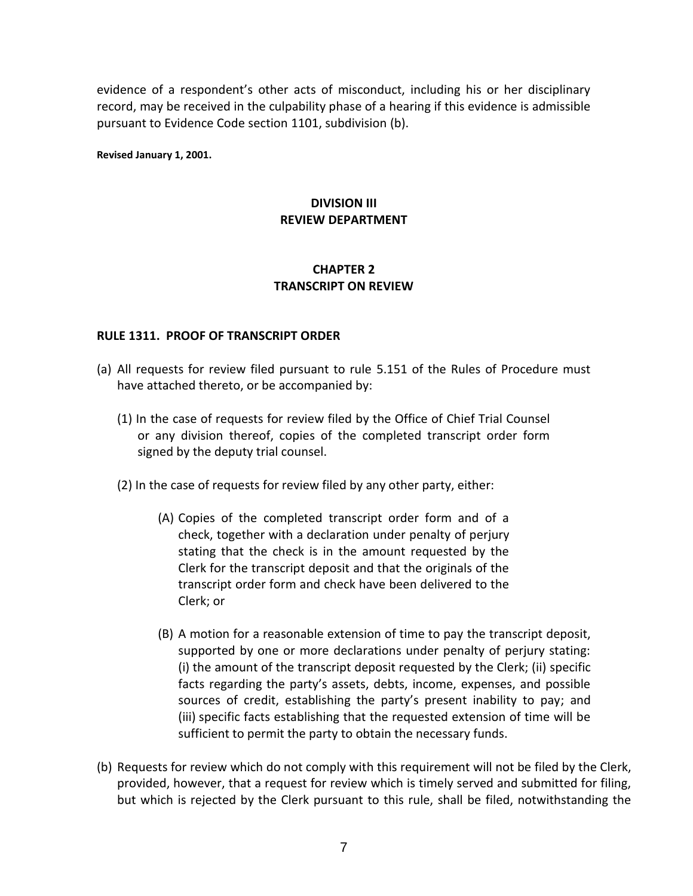evidence of a respondent's other acts of misconduct, including his or her disciplinary record, may be received in the culpability phase of a hearing if this evidence is admissible pursuant to Evidence Code section 1101, subdivision (b).

**Revised January 1, 2001.**

## DIVISION III
## REVIEW DEPARTMENT

## CHAPTER 2
## TRANSCRIPT ON REVIEW

### RULE 1311. PROOF OF TRANSCRIPT ORDER

(a) All requests for review filed pursuant to rule 5.151 of the Rules of Procedure must have attached thereto, or be accompanied by:

 (1) In the case of requests for review filed by the Office of Chief Trial Counsel or any division thereof, copies of the completed transcript order form signed by the deputy trial counsel.

 (2) In the case of requests for review filed by any other party, either:

  (A) Copies of the completed transcript order form and of a check, together with a declaration under penalty of perjury stating that the check is in the amount requested by the Clerk for the transcript deposit and that the originals of the transcript order form and check have been delivered to the Clerk; or

  (B) A motion for a reasonable extension of time to pay the transcript deposit, supported by one or more declarations under penalty of perjury stating: (i) the amount of the transcript deposit requested by the Clerk; (ii) specific facts regarding the party's assets, debts, income, expenses, and possible sources of credit, establishing the party's present inability to pay; and (iii) specific facts establishing that the requested extension of time will be sufficient to permit the party to obtain the necessary funds.

(b) Requests for review which do not comply with this requirement will not be filed by the Clerk, provided, however, that a request for review which is timely served and submitted for filing, but which is rejected by the Clerk pursuant to this rule, shall be filed, notwithstanding the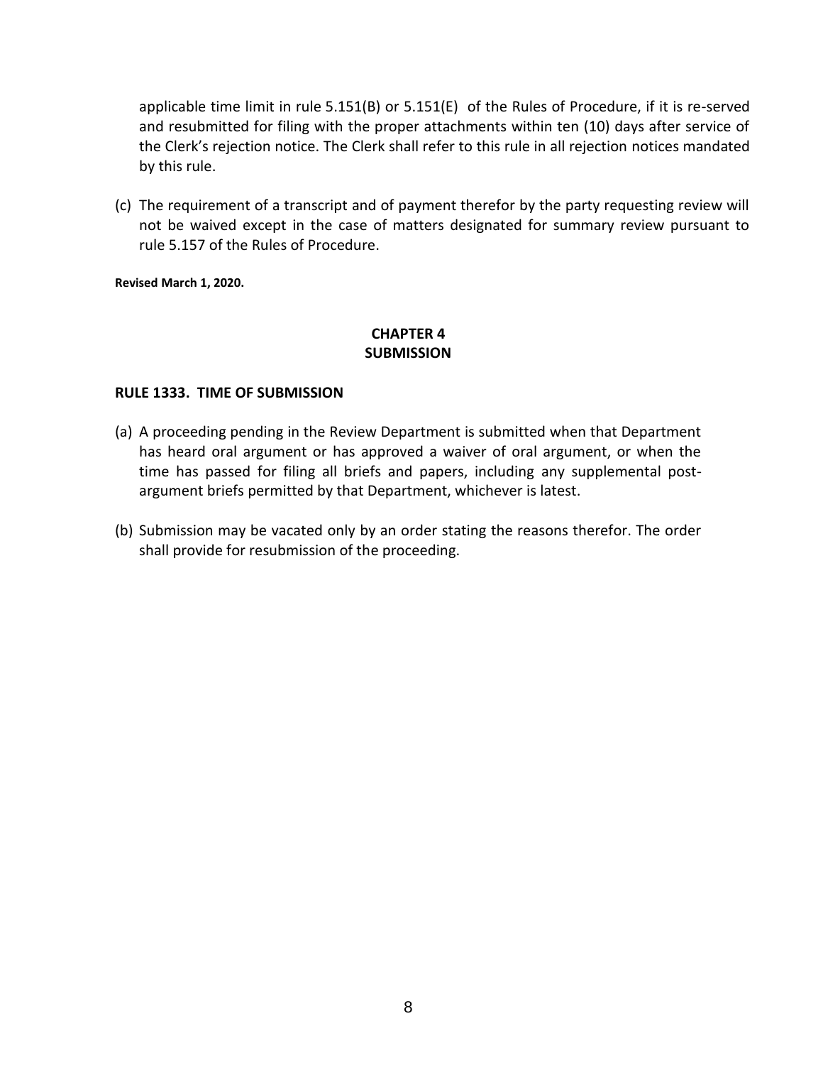applicable time limit in rule 5.151(B) or 5.151(E) of the Rules of Procedure, if it is re-served and resubmitted for filing with the proper attachments within ten (10) days after service of the Clerk's rejection notice. The Clerk shall refer to this rule in all rejection notices mandated by this rule.

(c) The requirement of a transcript and of payment therefor by the party requesting review will not be waived except in the case of matters designated for summary review pursuant to rule 5.157 of the Rules of Procedure.

**Revised March 1, 2020.**

## CHAPTER 4
## SUBMISSION

### RULE 1333. TIME OF SUBMISSION

(a) A proceeding pending in the Review Department is submitted when that Department has heard oral argument or has approved a waiver of oral argument, or when the time has passed for filing all briefs and papers, including any supplemental post-argument briefs permitted by that Department, whichever is latest.

(b) Submission may be vacated only by an order stating the reasons therefor. The order shall provide for resubmission of the proceeding.